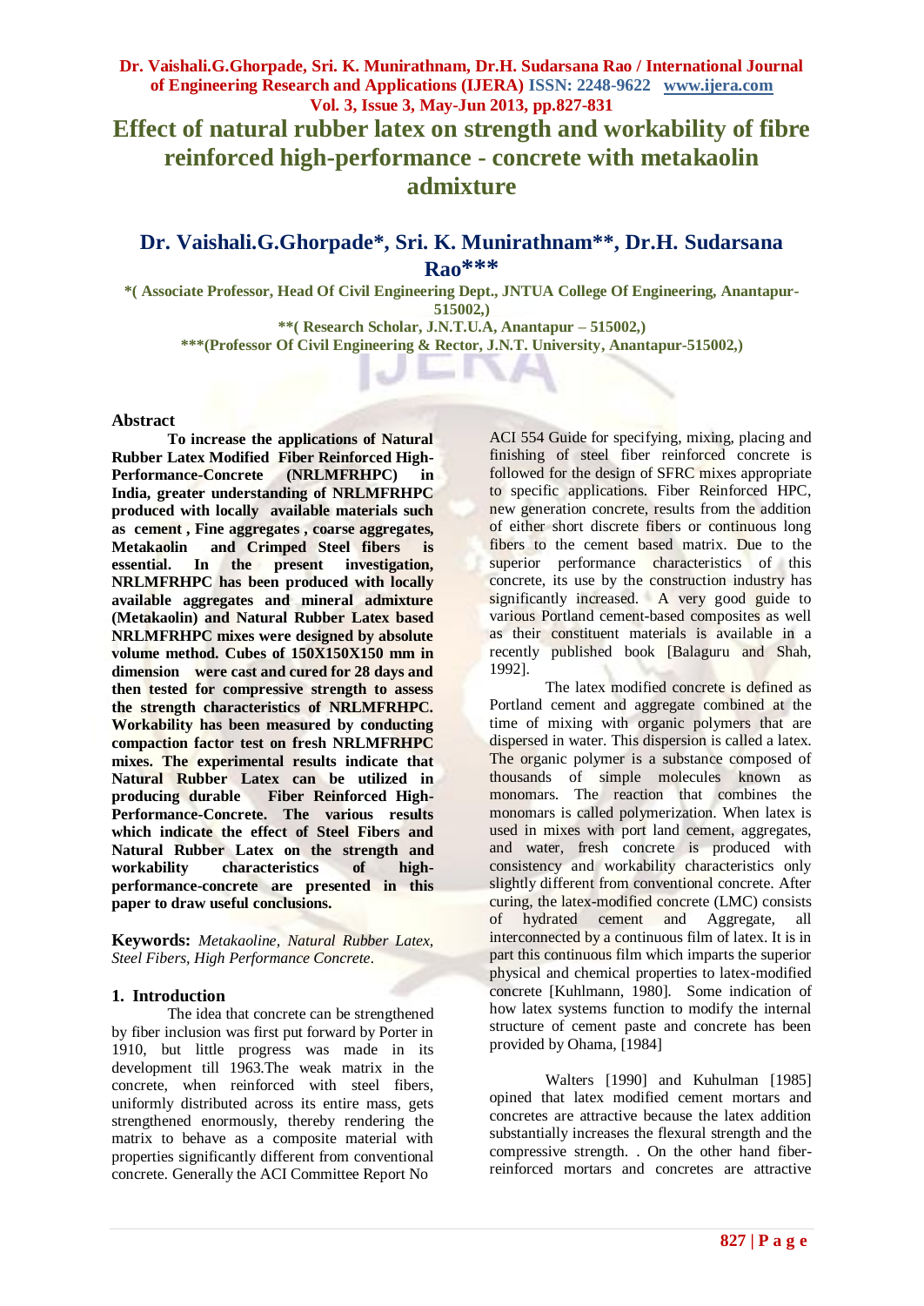# Effect of natural rubber latex on strength and workability of fibre reinforced high-performance - concrete with metakaolin admixture

## Dr. Vaishali.G.Ghorpade*, Sri. K. Munirathnam**, Dr.H. Sudarsana Rao***

**\*( Associate Professor, Head Of Civil Engineering Dept., JNTUA College Of Engineering, Anantapur-515002,)**

**\*\*( Research Scholar, J.N.T.U.A, Anantapur – 515002,)**

**\*\*\*(Professor Of Civil Engineering & Rector, J.N.T. University, Anantapur-515002,)**

### Abstract

**To increase the applications of Natural Rubber Latex Modified Fiber Reinforced High-Performance-Concrete (NRLMFRHPC) in India, greater understanding of NRLMFRHPC produced with locally available materials such as cement , Fine aggregates , coarse aggregates, Metakaolin and Crimped Steel fibers is essential. In the present investigation, NRLMFRHPC has been produced with locally available aggregates and mineral admixture (Metakaolin) and Natural Rubber Latex based NRLMFRHPC mixes were designed by absolute volume method. Cubes of 150X150X150 mm in dimension were cast and cured for 28 days and then tested for compressive strength to assess the strength characteristics of NRLMFRHPC. Workability has been measured by conducting compaction factor test on fresh NRLMFRHPC mixes. The experimental results indicate that Natural Rubber Latex can be utilized in producing durable Fiber Reinforced High-Performance-Concrete. The various results which indicate the effect of Steel Fibers and Natural Rubber Latex on the strength and workability characteristics of high-performance-concrete are presented in this paper to draw useful conclusions.**

**Keywords:** *Metakaoline, Natural Rubber Latex, Steel Fibers, High Performance Concrete*.

### 1. Introduction

The idea that concrete can be strengthened by fiber inclusion was first put forward by Porter in 1910, but little progress was made in its development till 1963.The weak matrix in the concrete, when reinforced with steel fibers, uniformly distributed across its entire mass, gets strengthened enormously, thereby rendering the matrix to behave as a composite material with properties significantly different from conventional concrete. Generally the ACI Committee Report No ACI 554 Guide for specifying, mixing, placing and finishing of steel fiber reinforced concrete is followed for the design of SFRC mixes appropriate to specific applications. Fiber Reinforced HPC, new generation concrete, results from the addition of either short discrete fibers or continuous long fibers to the cement based matrix. Due to the superior performance characteristics of this concrete, its use by the construction industry has significantly increased. A very good guide to various Portland cement-based composites as well as their constituent materials is available in a recently published book [Balaguru and Shah, 1992].

The latex modified concrete is defined as Portland cement and aggregate combined at the time of mixing with organic polymers that are dispersed in water. This dispersion is called a latex. The organic polymer is a substance composed of thousands of simple molecules known as monomars. The reaction that combines the monomars is called polymerization. When latex is used in mixes with port land cement, aggregates, and water, fresh concrete is produced with consistency and workability characteristics only slightly different from conventional concrete. After curing, the latex-modified concrete (LMC) consists of hydrated cement and Aggregate, all interconnected by a continuous film of latex. It is in part this continuous film which imparts the superior physical and chemical properties to latex-modified concrete [Kuhlmann, 1980]. Some indication of how latex systems function to modify the internal structure of cement paste and concrete has been provided by Ohama, [1984]

Walters [1990] and Kuhulman [1985] opined that latex modified cement mortars and concretes are attractive because the latex addition substantially increases the flexural strength and the compressive strength. . On the other hand fiber-reinforced mortars and concretes are attractive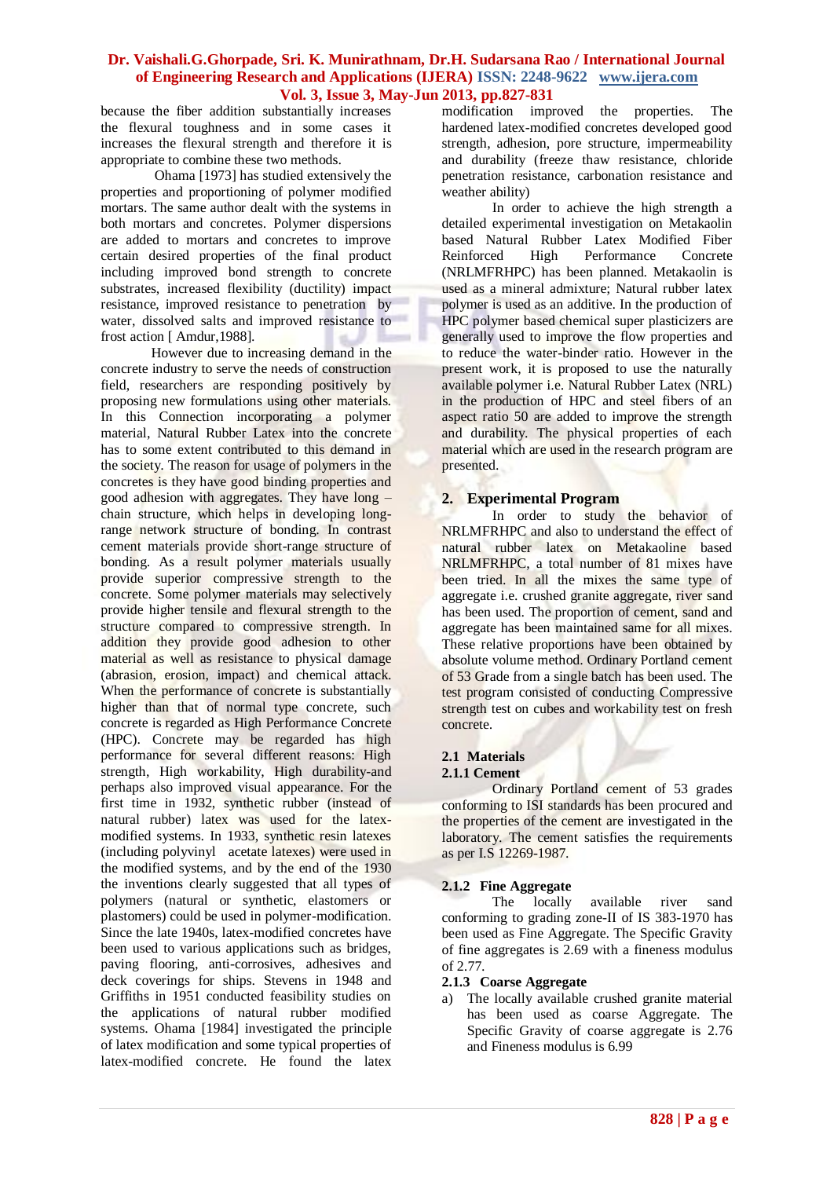because the fiber addition substantially increases the flexural toughness and in some cases it increases the flexural strength and therefore it is appropriate to combine these two methods.

Ohama [1973] has studied extensively the properties and proportioning of polymer modified mortars. The same author dealt with the systems in both mortars and concretes. Polymer dispersions are added to mortars and concretes to improve certain desired properties of the final product including improved bond strength to concrete substrates, increased flexibility (ductility) impact resistance, improved resistance to penetration by water, dissolved salts and improved resistance to frost action [ Amdur,1988].

However due to increasing demand in the concrete industry to serve the needs of construction field, researchers are responding positively by proposing new formulations using other materials. In this Connection incorporating a polymer material, Natural Rubber Latex into the concrete has to some extent contributed to this demand in the society. The reason for usage of polymers in the concretes is they have good binding properties and good adhesion with aggregates. They have long – chain structure, which helps in developing long-range network structure of bonding. In contrast cement materials provide short-range structure of bonding. As a result polymer materials usually provide superior compressive strength to the concrete. Some polymer materials may selectively provide higher tensile and flexural strength to the structure compared to compressive strength. In addition they provide good adhesion to other material as well as resistance to physical damage (abrasion, erosion, impact) and chemical attack. When the performance of concrete is substantially higher than that of normal type concrete, such concrete is regarded as High Performance Concrete (HPC). Concrete may be regarded has high performance for several different reasons: High strength, High workability, High durability-and perhaps also improved visual appearance. For the first time in 1932, synthetic rubber (instead of natural rubber) latex was used for the latex-modified systems. In 1933, synthetic resin latexes (including polyvinyl acetate latexes) were used in the modified systems, and by the end of the 1930 the inventions clearly suggested that all types of polymers (natural or synthetic, elastomers or plastomers) could be used in polymer-modification. Since the late 1940s, latex-modified concretes have been used to various applications such as bridges, paving flooring, anti-corrosives, adhesives and deck coverings for ships. Stevens in 1948 and Griffiths in 1951 conducted feasibility studies on the applications of natural rubber modified systems. Ohama [1984] investigated the principle of latex modification and some typical properties of latex-modified concrete. He found the latex modification improved the properties. The hardened latex-modified concretes developed good strength, adhesion, pore structure, impermeability and durability (freeze thaw resistance, chloride penetration resistance, carbonation resistance and weather ability)

In order to achieve the high strength a detailed experimental investigation on Metakaolin based Natural Rubber Latex Modified Fiber Reinforced High Performance Concrete (NRLMFRHPC) has been planned. Metakaolin is used as a mineral admixture; Natural rubber latex polymer is used as an additive. In the production of HPC polymer based chemical super plasticizers are generally used to improve the flow properties and the to reduce the water-binder ratio. However in the present work, it is proposed to use the naturally available polymer i.e. Natural Rubber Latex (NRL) in the production of HPC and steel fibers of an aspect ratio 50 are added to improve the strength and durability. The physical properties of each material which are used in the research program are presented.

## 2. Experimental Program

In order to study the behavior of NRLMFRHPC and also to understand the effect of natural rubber latex on Metakaoline based NRLMFRHPC, a total number of 81 mixes have been tried. In all the mixes the same type of aggregate i.e. crushed granite aggregate, river sand has been used. The proportion of cement, sand and aggregate has been maintained same for all mixes. These relative proportions have been obtained by absolute volume method. Ordinary Portland cement of 53 Grade from a single batch has been used. The test program consisted of conducting Compressive strength test on cubes and workability test on fresh concrete.

### 2.1 Materials

#### 2.1.1 Cement

Ordinary Portland cement of 53 grades conforming to ISI standards has been procured and the properties of the cement are investigated in the laboratory. The cement satisfies the requirements as per I.S 12269-1987.

#### 2.1.2 Fine Aggregate

The locally available river sand conforming to grading zone-II of IS 383-1970 has been used as Fine Aggregate. The Specific Gravity of fine aggregates is 2.69 with a fineness modulus of 2.77.

#### 2.1.3 Coarse Aggregate

a) The locally available crushed granite material has been used as coarse Aggregate. The Specific Gravity of coarse aggregate is 2.76 and Fineness modulus is 6.99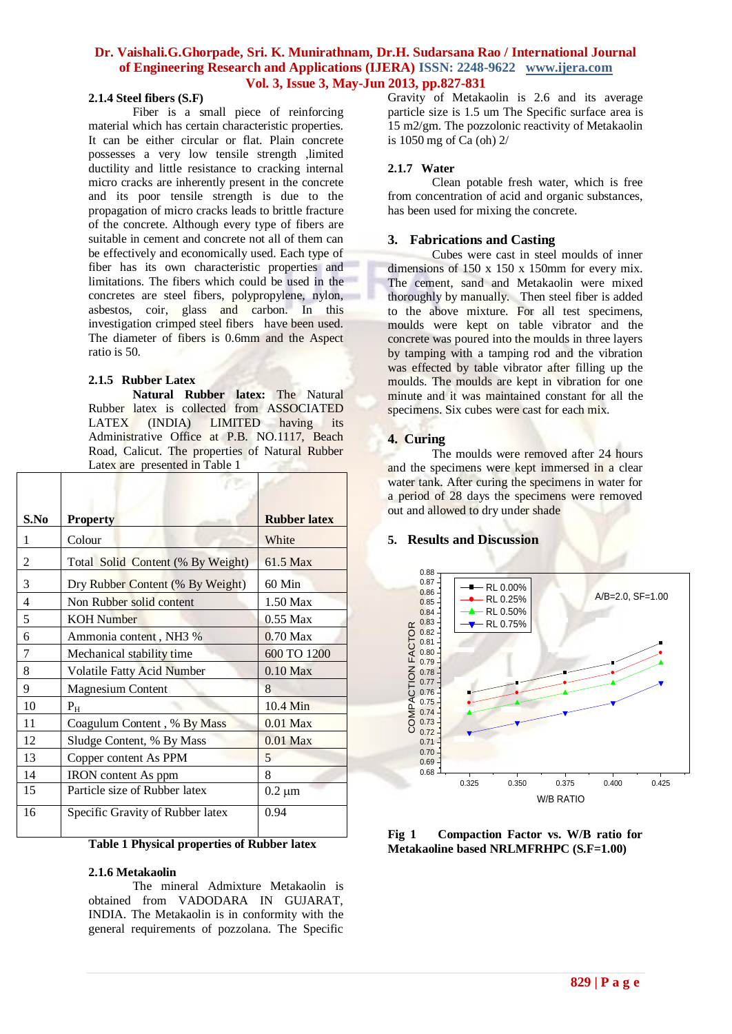### 2.1.4 Steel fibers (S.F)

Fiber is a small piece of reinforcing material which has certain characteristic properties. It can be either circular or flat. Plain concrete possesses a very low tensile strength ,limited ductility and little resistance to cracking internal micro cracks are inherently present in the concrete and its poor tensile strength is due to the propagation of micro cracks leads to brittle fracture of the concrete. Although every type of fibers are suitable in cement and concrete not all of them can be effectively and economically used. Each type of fiber has its own characteristic properties and limitations. The fibers which could be used in the concretes are steel fibers, polypropylene, nylon, asbestos, coir, glass and carbon. In this investigation crimped steel fibers have been used. The diameter of fibers is 0.6mm and the Aspect ratio is 50.

### 2.1.5 Rubber Latex

**Natural Rubber latex:** The Natural Rubber latex is collected from ASSOCIATED LATEX (INDIA) LIMITED having its Administrative Office at P.B. NO.1117, Beach Road, Calicut. The properties of Natural Rubber Latex are presented in Table 1

| S.No | Property | Rubber latex |
|---|---|---|
| 1 | Colour | White |
| 2 | Total Solid Content (% By Weight) | 61.5 Max |
| 3 | Dry Rubber Content (% By Weight) | 60 Min |
| 4 | Non Rubber solid content | 1.50 Max |
| 5 | KOH Number | 0.55 Max |
| 6 | Ammonia content , NH3 % | 0.70 Max |
| 7 | Mechanical stability time | 600 TO 1200 |
| 8 | Volatile Fatty Acid Number | 0.10 Max |
| 9 | Magnesium Content | 8 |
| 10 | $P_H$ | 10.4 Min |
| 11 | Coagulum Content , % By Mass | 0.01 Max |
| 12 | Sludge Content, % By Mass | 0.01 Max |
| 13 | Copper content As PPM | 5 |
| 14 | IRON content As ppm | 8 |
| 15 | Particle size of Rubber latex | 0.2 µm |
| 16 | Specific Gravity of Rubber latex | 0.94 |

**Table 1 Physical properties of Rubber latex**

### 2.1.6 Metakaolin

The mineral Admixture Metakaolin is obtained from VADODARA IN GUJARAT, INDIA. The Metakaolin is in conformity with the general requirements of pozzolana. The Specific Gravity of Metakaolin is 2.6 and its average particle size is 1.5 um The Specific surface area is 15 m2/gm. The pozzolonic reactivity of Metakaolin is 1050 mg of Ca (oh) 2/

### 2.1.7 Water

Clean potable fresh water, which is free from concentration of acid and organic substances, has been used for mixing the concrete.

## 3. Fabrications and Casting

Cubes were cast in steel moulds of inner dimensions of 150 x 150 x 150mm for every mix. The cement, sand and Metakaolin were mixed thoroughly by manually. Then steel fiber is added to the above mixture. For all test specimens, moulds were kept on table vibrator and the concrete was poured into the moulds in three layers by tamping with a tamping rod and the vibration was effected by table vibrator after filling up the moulds. The moulds are kept in vibration for one minute and it was maintained constant for all the specimens. Six cubes were cast for each mix.

## 4. Curing

The moulds were removed after 24 hours and the specimens were kept immersed in a clear water tank. After curing the specimens in water for a period of 28 days the specimens were removed out and allowed to dry under shade

## 5. Results and Discussion

**Fig 1 Compaction Factor vs. W/B ratio for Metakaoline based NRLMFRHPC (S.F=1.00)**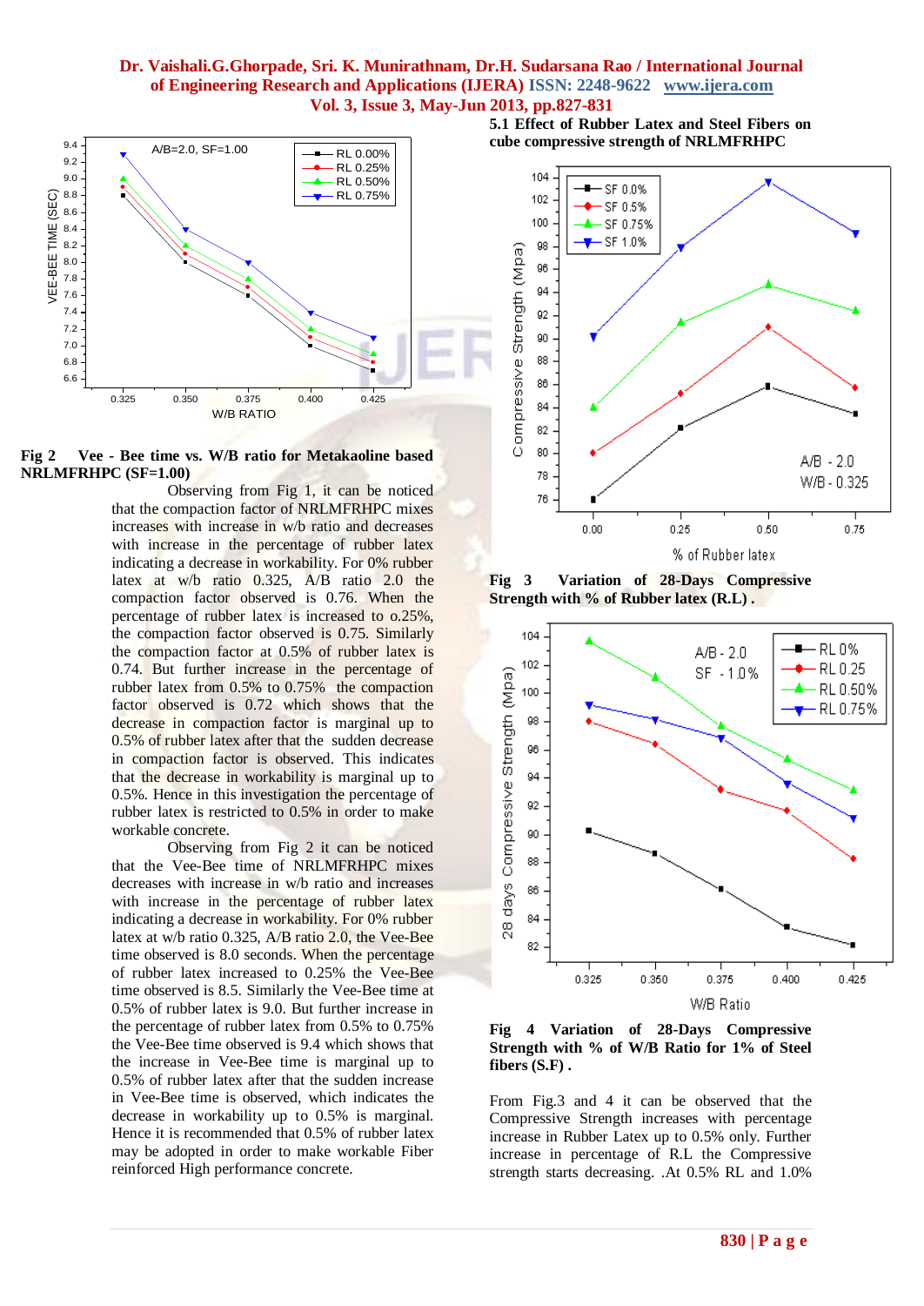**Fig 2 Vee - Bee time vs. W/B ratio for Metakaoline based NRLMFRHPC (SF=1.00)**

Observing from Fig 1, it can be noticed that the compaction factor of NRLMFRHPC mixes increases with increase in w/b ratio and decreases with increase in the percentage of rubber latex indicating a decrease in workability. For 0% rubber latex at w/b ratio 0.325, A/B ratio 2.0 the compaction factor observed is 0.76. When the percentage of rubber latex is increased to o.25%, the compaction factor observed is 0.75. Similarly the compaction factor at 0.5% of rubber latex is 0.74. But further increase in the percentage of rubber latex from 0.5% to 0.75% the compaction factor observed is 0.72 which shows that the decrease in compaction factor is marginal up to 0.5% of rubber latex after that the sudden decrease in compaction factor is observed. This indicates that the decrease in workability is marginal up to 0.5%. Hence in this investigation the percentage of rubber latex is restricted to 0.5% in order to make workable concrete.

Observing from Fig 2 it can be noticed that the Vee-Bee time of NRLMFRHPC mixes decreases with increase in w/b ratio and increases with increase in the percentage of rubber latex indicating a decrease in workability. For 0% rubber latex at w/b ratio 0.325, A/B ratio 2.0, the Vee-Bee time observed is 8.0 seconds. When the percentage of rubber latex increased to 0.25% the Vee-Bee time observed is 8.5. Similarly the Vee-Bee time at 0.5% of rubber latex is 9.0. But further increase in the percentage of rubber latex from 0.5% to 0.75% the Vee-Bee time observed is 9.4 which shows that the increase in Vee-Bee time is marginal up to 0.5% of rubber latex after that the sudden increase in Vee-Bee time is observed, which indicates the decrease in workability up to 0.5% is marginal. Hence it is recommended that 0.5% of rubber latex may be adopted in order to make workable Fiber reinforced High performance concrete.

### 5.1 Effect of Rubber Latex and Steel Fibers on cube compressive strength of NRLMFRHPC

**Fig 3 Variation of 28-Days Compressive Strength with % of Rubber latex (R.L) .**

**Fig 4 Variation of 28-Days Compressive Strength with % of W/B Ratio for 1% of Steel fibers (S.F) .**

From Fig.3 and 4 it can be observed that the Compressive Strength increases with percentage increase in Rubber Latex up to 0.5% only. Further increase in percentage of R.L the Compressive strength starts decreasing. .At 0.5% RL and 1.0%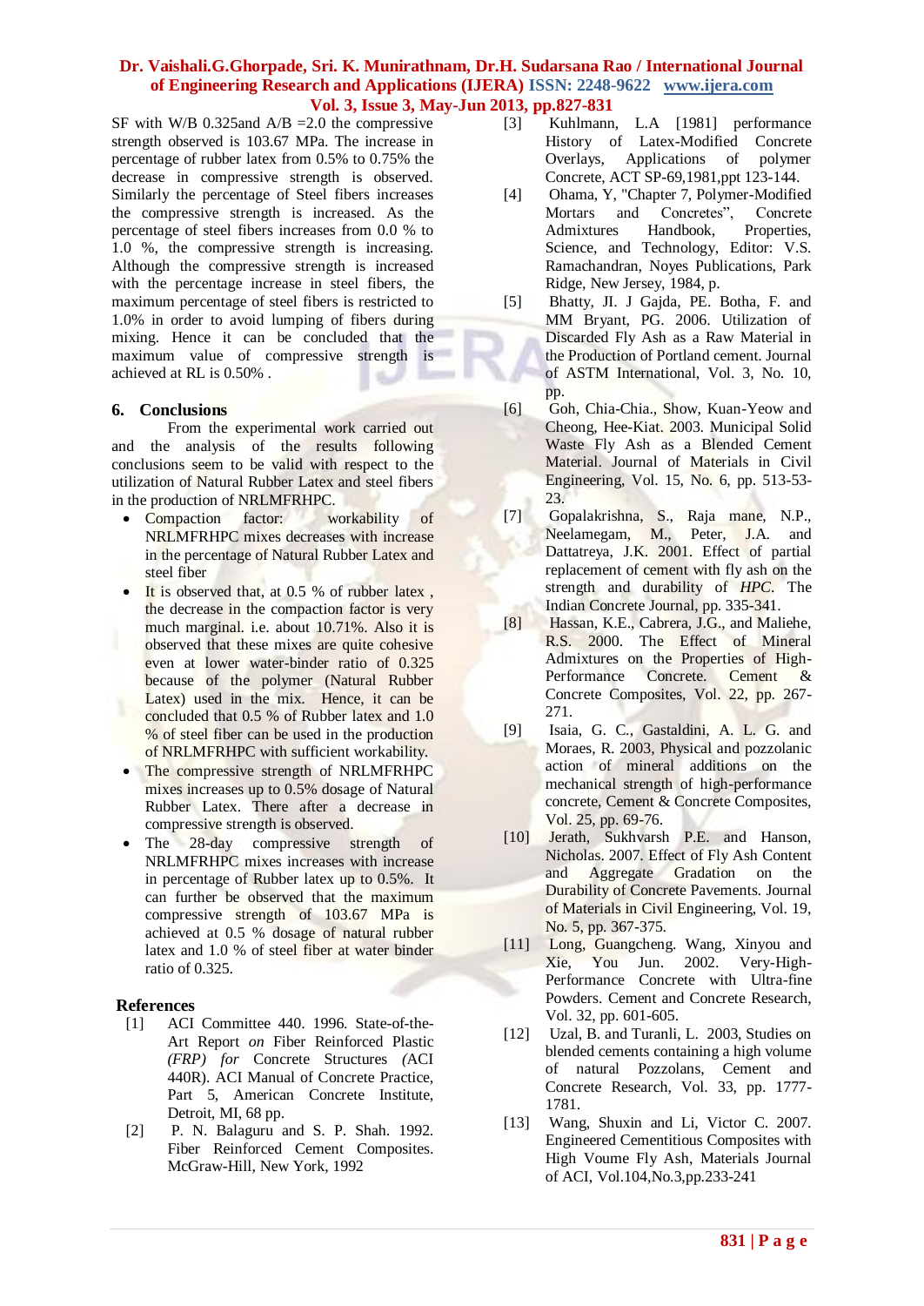SF with W/B 0.325and A/B =2.0 the compressive strength observed is 103.67 MPa. The increase in percentage of rubber latex from 0.5% to 0.75% the decrease in compressive strength is observed. Similarly the percentage of Steel fibers increases the compressive strength is increased. As the percentage of steel fibers increases from 0.0 % to 1.0 %, the compressive strength is increasing. Although the compressive strength is increased with the percentage increase in steel fibers, the maximum percentage of steel fibers is restricted to 1.0% in order to avoid lumping of fibers during mixing. Hence it can be concluded that the maximum value of compressive strength is achieved at RL is 0.50% .

## 6. Conclusions

From the experimental work carried out and the analysis of the results following conclusions seem to be valid with respect to the utilization of Natural Rubber Latex and steel fibers in the production of NRLMFRHPC.

- Compaction factor: workability of NRLMFRHPC mixes decreases with increase in the percentage of Natural Rubber Latex and steel fiber
- It is observed that, at 0.5 % of rubber latex , the decrease in the compaction factor is very much marginal. i.e. about 10.71%. Also it is observed that these mixes are quite cohesive even at lower water-binder ratio of 0.325 because of the polymer (Natural Rubber Latex) used in the mix. Hence, it can be concluded that 0.5 % of Rubber latex and 1.0 % of steel fiber can be used in the production of NRLMFRHPC with sufficient workability.
- The compressive strength of NRLMFRHPC mixes increases up to 0.5% dosage of Natural Rubber Latex. There after a decrease in compressive strength is observed.
- The 28-day compressive strength of NRLMFRHPC mixes increases with increase in percentage of Rubber latex up to 0.5%. It can further be observed that the maximum compressive strength of 103.67 MPa is achieved at 0.5 % dosage of natural rubber latex and 1.0 % of steel fiber at water binder ratio of 0.325.

## References

[1] ACI Committee 440. 1996. State-of-the-Art Report *on* Fiber Reinforced Plastic *(FRP) for* Concrete Structures *(*ACI 440R). ACI Manual of Concrete Practice, Part 5, American Concrete Institute, Detroit, MI, 68 pp.

[2] P. N. Balaguru and S. P. Shah. 1992. Fiber Reinforced Cement Composites. McGraw-Hill, New York, 1992

[3] Kuhlmann, L.A [1981] performance History of Latex-Modified Concrete Overlays, Applications of polymer Concrete, ACT SP-69,1981,ppt 123-144.

[4] Ohama, Y, "Chapter 7, Polymer-Modified Mortars and Concretes", Concrete Admixtures Handbook, Properties, Science, and Technology, Editor: V.S. Ramachandran, Noyes Publications, Park Ridge, New Jersey, 1984, p.

[5] Bhatty, JI. J Gajda, PE. Botha, F. and MM Bryant, PG. 2006. Utilization of Discarded Fly Ash as a Raw Material in the Production of Portland cement. Journal of ASTM International, Vol. 3, No. 10, pp.

[6] Goh, Chia-Chia., Show, Kuan-Yeow and Cheong, Hee-Kiat. 2003. Municipal Solid Waste Fly Ash as a Blended Cement Material. Journal of Materials in Civil Engineering, Vol. 15, No. 6, pp. 513-53-23.

[7] Gopalakrishna, S., Raja mane, N.P., Neelamegam, M., Peter, J.A. and Dattatreya, J.K. 2001. Effect of partial replacement of cement with fly ash on the strength and durability of *HPC*. The Indian Concrete Journal, pp. 335-341.

[8] Hassan, K.E., Cabrera, J.G., and Maliehe, R.S. 2000. The Effect of Mineral Admixtures on the Properties of High-Performance Concrete. Cement & Concrete Composites, Vol. 22, pp. 267-271.

[9] Isaia, G. C., Gastaldini, A. L. G. and Moraes, R. 2003, Physical and pozzolanic action of mineral additions on the mechanical strength of high-performance concrete, Cement & Concrete Composites, Vol. 25, pp. 69-76.

[10] Jerath, Sukhvarsh P.E. and Hanson, Nicholas. 2007. Effect of Fly Ash Content and Aggregate Gradation on the Durability of Concrete Pavements. Journal of Materials in Civil Engineering, Vol. 19, No. 5, pp. 367-375.

[11] Long, Guangcheng. Wang, Xinyou and Xie, You Jun. 2002. Very-High-Performance Concrete with Ultra-fine Powders. Cement and Concrete Research, Vol. 32, pp. 601-605.

[12] Uzal, B. and Turanli, L. 2003, Studies on blended cements containing a high volume of natural Pozzolans, Cement and Concrete Research, Vol. 33, pp. 1777-1781.

[13] Wang, Shuxin and Li, Victor C. 2007. Engineered Cementitious Composites with High Voume Fly Ash, Materials Journal of ACI, Vol.104,No.3,pp.233-241